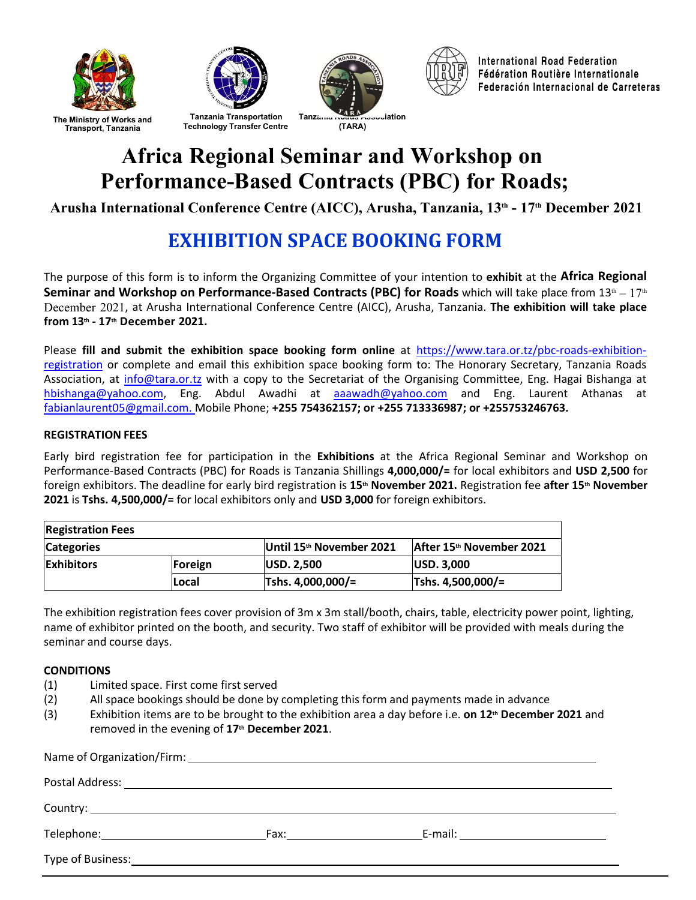The Ministry of Works and Transport, Tanzania

Tanzania Transportation Technology Transfer Centre

Tanzania Roads Association (TARA)

International Road Federation
Fédération Routière Internationale
Federación Internacional de Carreteras

# Africa Regional Seminar and Workshop on Performance-Based Contracts (PBC) for Roads;

**Arusha International Conference Centre (AICC), Arusha, Tanzania, 13th - 17th December 2021**

## EXHIBITION SPACE BOOKING FORM

The purpose of this form is to inform the Organizing Committee of your intention to **exhibit** at the **Africa Regional Seminar and Workshop on Performance-Based Contracts (PBC) for Roads** which will take place from 13th – 17th December 2021, at Arusha International Conference Centre (AICC), Arusha, Tanzania. **The exhibition will take place from 13th - 17th December 2021.**

Please **fill and submit the exhibition space booking form online** at https://www.tara.or.tz/pbc-roads-exhibition-registration or complete and email this exhibition space booking form to: The Honorary Secretary, Tanzania Roads Association, at info@tara.or.tz with a copy to the Secretariat of the Organising Committee, Eng. Hagai Bishanga at hbishanga@yahoo.com, Eng. Abdul Awadhi at aaawadh@yahoo.com and Eng. Laurent Athanas at fabianlaurent05@gmail.com. Mobile Phone; **+255 754362157; or +255 713336987; or +255753246763.**

**REGISTRATION FEES**

Early bird registration fee for participation in the **Exhibitions** at the Africa Regional Seminar and Workshop on Performance-Based Contracts (PBC) for Roads is Tanzania Shillings **4,000,000/=** for local exhibitors and **USD 2,500** for foreign exhibitors. The deadline for early bird registration is **15th November 2021.** Registration fee **after 15th November 2021** is **Tshs. 4,500,000/=** for local exhibitors only and **USD 3,000** for foreign exhibitors.

| **Registration Fees** | | | |
|---|---|---|---|
| **Categories** | | **Until 15th November 2021** | **After 15th November 2021** |
| **Exhibitors** | **Foreign** | **USD. 2,500** | **USD. 3,000** |
| | **Local** | **Tshs. 4,000,000/=** | **Tshs. 4,500,000/=** |

The exhibition registration fees cover provision of 3m x 3m stall/booth, chairs, table, electricity power point, lighting, name of exhibitor printed on the booth, and security. Two staff of exhibitor will be provided with meals during the seminar and course days.

**CONDITIONS**

(1) Limited space. First come first served

(2) All space bookings should be done by completing this form and payments made in advance

(3) Exhibition items are to be brought to the exhibition area a day before i.e. **on 12th December 2021** and removed in the evening of **17th December 2021**.

Name of Organization/Firm: ______________________________

Postal Address: ______________________________

Country: ______________________________

Telephone: ______________ Fax: ______________ E-mail: ______________

Type of Business: ______________________________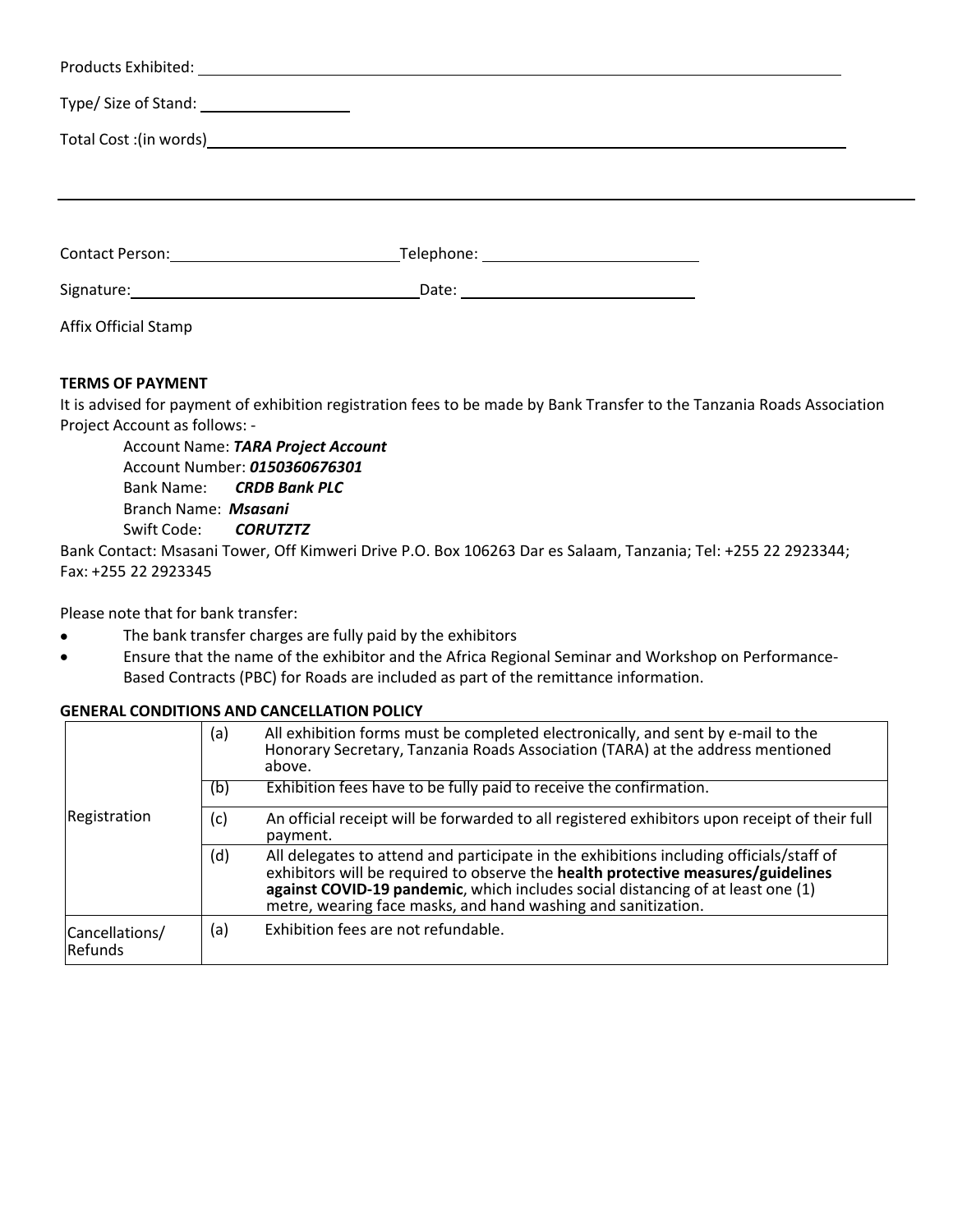Products Exhibited: ____________________________________________

Type/ Size of Stand: ________________

Total Cost :(in words)____________________________________________

____________________________________________

Contact Person:________________________Telephone: ________________________

Signature:________________________________Date: ________________________

Affix Official Stamp

**TERMS OF PAYMENT**

It is advised for payment of exhibition registration fees to be made by Bank Transfer to the Tanzania Roads Association Project Account as follows: -

Account Name: ***TARA Project Account***
Account Number: ***0150360676301***
Bank Name: ***CRDB Bank PLC***
Branch Name: ***Msasani***
Swift Code: ***CORUTZTZ***

Bank Contact: Msasani Tower, Off Kimweri Drive P.O. Box 106263 Dar es Salaam, Tanzania; Tel: +255 22 2923344; Fax: +255 22 2923345

Please note that for bank transfer:

- The bank transfer charges are fully paid by the exhibitors
- Ensure that the name of the exhibitor and the Africa Regional Seminar and Workshop on Performance-Based Contracts (PBC) for Roads are included as part of the remittance information.

**GENERAL CONDITIONS AND CANCELLATION POLICY**

| | | |
|---|---|---|
| Registration | (a) | All exhibition forms must be completed electronically, and sent by e-mail to the Honorary Secretary, Tanzania Roads Association (TARA) at the address mentioned above. |
| | (b) | Exhibition fees have to be fully paid to receive the confirmation. |
| | (c) | An official receipt will be forwarded to all registered exhibitors upon receipt of their full payment. |
| | (d) | All delegates to attend and participate in the exhibitions including officials/staff of exhibitors will be required to observe the **health protective measures/guidelines against COVID-19 pandemic**, which includes social distancing of at least one (1) metre, wearing face masks, and hand washing and sanitization. |
| Cancellations/ Refunds | (a) | Exhibition fees are not refundable. |